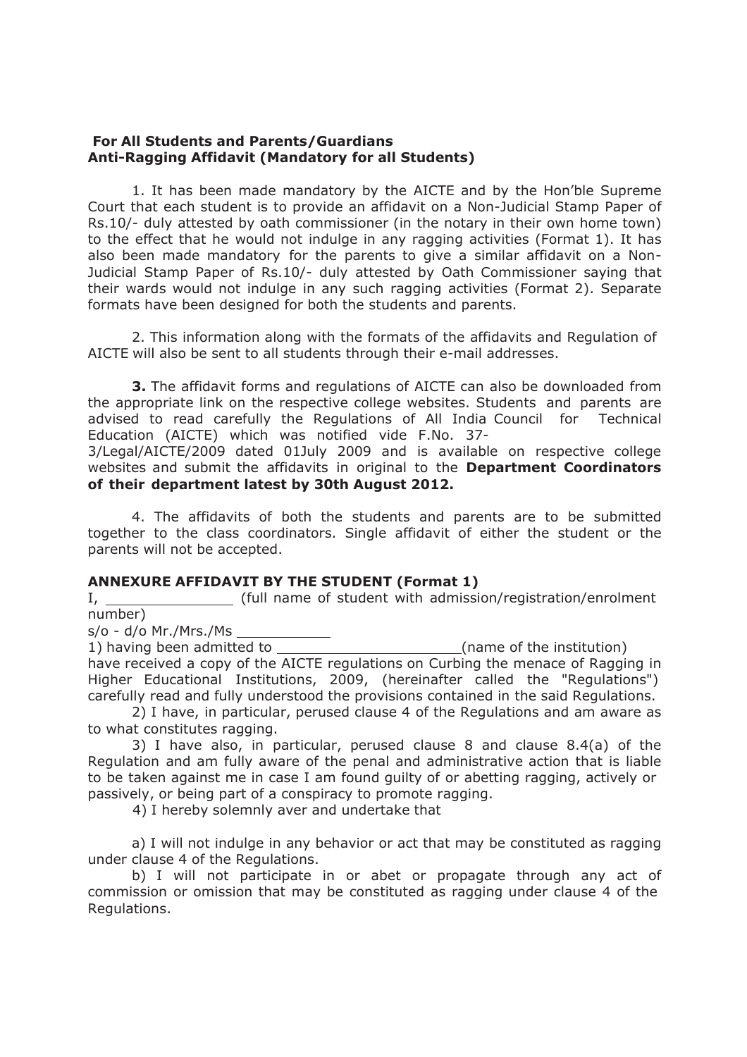**For All Students and Parents/Guardians**
**Anti-Ragging Affidavit (Mandatory for all Students)**

1. It has been made mandatory by the AICTE and by the Hon'ble Supreme Court that each student is to provide an affidavit on a Non-Judicial Stamp Paper of Rs.10/- duly attested by oath commissioner (in the notary in their own home town) to the effect that he would not indulge in any ragging activities (Format 1). It has also been made mandatory for the parents to give a similar affidavit on a Non-Judicial Stamp Paper of Rs.10/- duly attested by Oath Commissioner saying that their wards would not indulge in any such ragging activities (Format 2). Separate formats have been designed for both the students and parents.

2. This information along with the formats of the affidavits and Regulation of AICTE will also be sent to all students through their e-mail addresses.

**3.** The affidavit forms and regulations of AICTE can also be downloaded from the appropriate link on the respective college websites. Students and parents are advised to read carefully the Regulations of All India Council for Technical Education (AICTE) which was notified vide F.No. 37-3/Legal/AICTE/2009 dated 01July 2009 and is available on respective college websites and submit the affidavits in original to the **Department Coordinators of their department latest by 30th August 2012.**

4. The affidavits of both the students and parents are to be submitted together to the class coordinators. Single affidavit of either the student or the parents will not be accepted.

**ANNEXURE AFFIDAVIT BY THE STUDENT (Format 1)**

I, _______________ (full name of student with admission/registration/enrolment number)

s/o - d/o Mr./Mrs./Ms ___________

1) having been admitted to _____________________(name of the institution) have received a copy of the AICTE regulations on Curbing the menace of Ragging in Higher Educational Institutions, 2009, (hereinafter called the "Regulations") carefully read and fully understood the provisions contained in the said Regulations.

2) I have, in particular, perused clause 4 of the Regulations and am aware as to what constitutes ragging.

3) I have also, in particular, perused clause 8 and clause 8.4(a) of the Regulation and am fully aware of the penal and administrative action that is liable to be taken against me in case I am found guilty of or abetting ragging, actively or passively, or being part of a conspiracy to promote ragging.

4) I hereby solemnly aver and undertake that

a) I will not indulge in any behavior or act that may be constituted as ragging under clause 4 of the Regulations.

b) I will not participate in or abet or propagate through any act of commission or omission that may be constituted as ragging under clause 4 of the Regulations.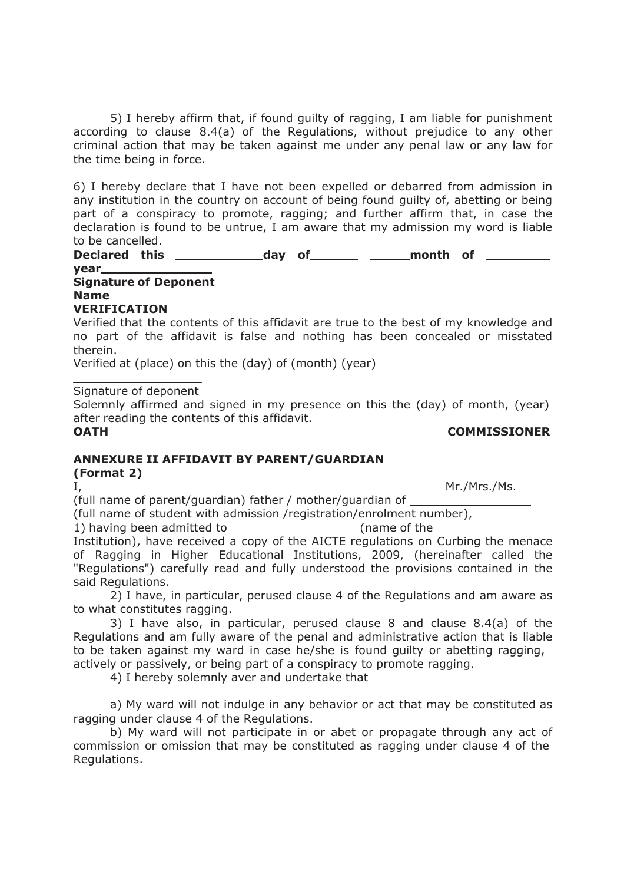5) I hereby affirm that, if found guilty of ragging, I am liable for punishment according to clause 8.4(a) of the Regulations, without prejudice to any other criminal action that may be taken against me under any penal law or any law for the time being in force.

6) I hereby declare that I have not been expelled or debarred from admission in any institution in the country on account of being found guilty of, abetting or being part of a conspiracy to promote, ragging; and further affirm that, in case the declaration is found to be untrue, I am aware that my admission my word is liable to be cancelled.

**Declared this \_\_\_\_\_\_\_\_\_\_\_\_ day of \_\_\_\_\_\_ \_\_\_\_\_\_ month of \_\_\_\_\_\_\_\_\_ year\_\_\_\_\_\_\_\_\_\_\_\_\_\_**

**Signature of Deponent**

**Name**

**VERIFICATION**

Verified that the contents of this affidavit are true to the best of my knowledge and no part of the affidavit is false and nothing has been concealed or misstated therein.

Verified at (place) on this the (day) of (month) (year)

\_\_\_\_\_\_\_\_\_\_\_\_\_\_\_\_\_\_\_\_

Signature of deponent

Solemnly affirmed and signed in my presence on this the (day) of month, (year) after reading the contents of this affidavit.

**OATH COMMISSIONER**

## ANNEXURE II AFFIDAVIT BY PARENT/GUARDIAN

**(Format 2)**

I, \_\_\_\_\_\_\_\_\_\_\_\_\_\_\_\_\_\_\_\_\_\_\_\_\_\_\_\_\_\_\_\_\_\_\_\_\_\_\_\_\_\_\_\_\_\_\_\_\_\_\_\_\_\_ Mr./Mrs./Ms.

(full name of parent/guardian) father / mother/guardian of \_\_\_\_\_\_\_\_\_\_\_\_\_\_\_\_\_\_

(full name of student with admission /registration/enrolment number),

1) having been admitted to \_\_\_\_\_\_\_\_\_\_\_\_\_\_\_\_\_\_\_(name of the Institution), have received a copy of the AICTE regulations on Curbing the menace of Ragging in Higher Educational Institutions, 2009, (hereinafter called the "Regulations") carefully read and fully understood the provisions contained in the said Regulations.

2) I have, in particular, perused clause 4 of the Regulations and am aware as to what constitutes ragging.

3) I have also, in particular, perused clause 8 and clause 8.4(a) of the Regulations and am fully aware of the penal and administrative action that is liable to be taken against my ward in case he/she is found guilty or abetting ragging, actively or passively, or being part of a conspiracy to promote ragging.

4) I hereby solemnly aver and undertake that

a) My ward will not indulge in any behavior or act that may be constituted as ragging under clause 4 of the Regulations.

b) My ward will not participate in or abet or propagate through any act of commission or omission that may be constituted as ragging under clause 4 of the Regulations.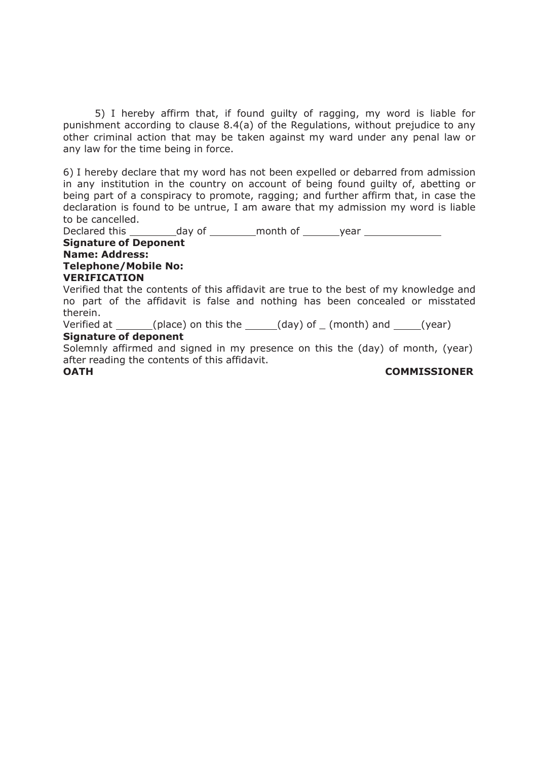5) I hereby affirm that, if found guilty of ragging, my word is liable for punishment according to clause 8.4(a) of the Regulations, without prejudice to any other criminal action that may be taken against my ward under any penal law or any law for the time being in force.

6) I hereby declare that my word has not been expelled or debarred from admission in any institution in the country on account of being found guilty of, abetting or being part of a conspiracy to promote, ragging; and further affirm that, in case the declaration is found to be untrue, I am aware that my admission my word is liable to be cancelled.

Declared this ________day of ________month of ______year ____________

**Signature of Deponent**

**Name: Address:**

**Telephone/Mobile No:**

**VERIFICATION**

Verified that the contents of this affidavit are true to the best of my knowledge and no part of the affidavit is false and nothing has been concealed or misstated therein.

Verified at ______(place) on this the _____(day) of _ (month) and _____(year)

**Signature of deponent**

Solemnly affirmed and signed in my presence on this the (day) of month, (year) after reading the contents of this affidavit.

**OATH COMMISSIONER**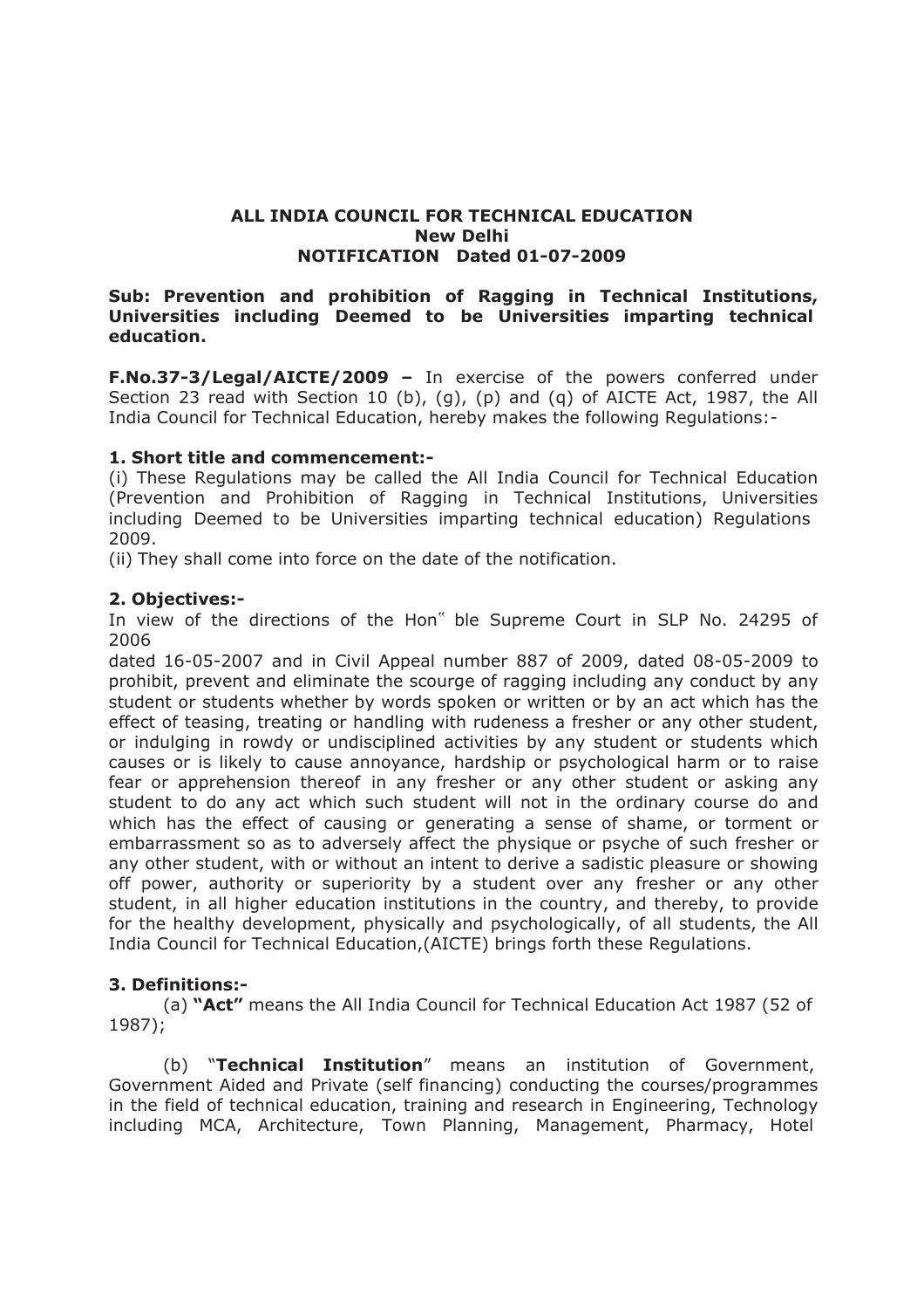**ALL INDIA COUNCIL FOR TECHNICAL EDUCATION**
**New Delhi**
**NOTIFICATION Dated 01-07-2009**

**Sub: Prevention and prohibition of Ragging in Technical Institutions, Universities including Deemed to be Universities imparting technical education.**

**F.No.37-3/Legal/AICTE/2009 –** In exercise of the powers conferred under Section 23 read with Section 10 (b), (g), (p) and (q) of AICTE Act, 1987, the All India Council for Technical Education, hereby makes the following Regulations:-

**1. Short title and commencement:-**

(i) These Regulations may be called the All India Council for Technical Education (Prevention and Prohibition of Ragging in Technical Institutions, Universities including Deemed to be Universities imparting technical education) Regulations 2009.

(ii) They shall come into force on the date of the notification.

**2. Objectives:-**

In view of the directions of the Hon" ble Supreme Court in SLP No. 24295 of 2006 dated 16-05-2007 and in Civil Appeal number 887 of 2009, dated 08-05-2009 to prohibit, prevent and eliminate the scourge of ragging including any conduct by any student or students whether by words spoken or written or by an act which has the effect of teasing, treating or handling with rudeness a fresher or any other student, or indulging in rowdy or undisciplined activities by any student or students which causes or is likely to cause annoyance, hardship or psychological harm or to raise fear or apprehension thereof in any fresher or any other student or asking any student to do any act which such student will not in the ordinary course do and which has the effect of causing or generating a sense of shame, or torment or embarrassment so as to adversely affect the physique or psyche of such fresher or any other student, with or without an intent to derive a sadistic pleasure or showing off power, authority or superiority by a student over any fresher or any other student, in all higher education institutions in the country, and thereby, to provide for the healthy development, physically and psychologically, of all students, the All India Council for Technical Education,(AICTE) brings forth these Regulations.

**3. Definitions:-**

(a) **"Act"** means the All India Council for Technical Education Act 1987 (52 of 1987);

(b) "**Technical Institution**" means an institution of Government, Government Aided and Private (self financing) conducting the courses/programmes in the field of technical education, training and research in Engineering, Technology including MCA, Architecture, Town Planning, Management, Pharmacy, Hotel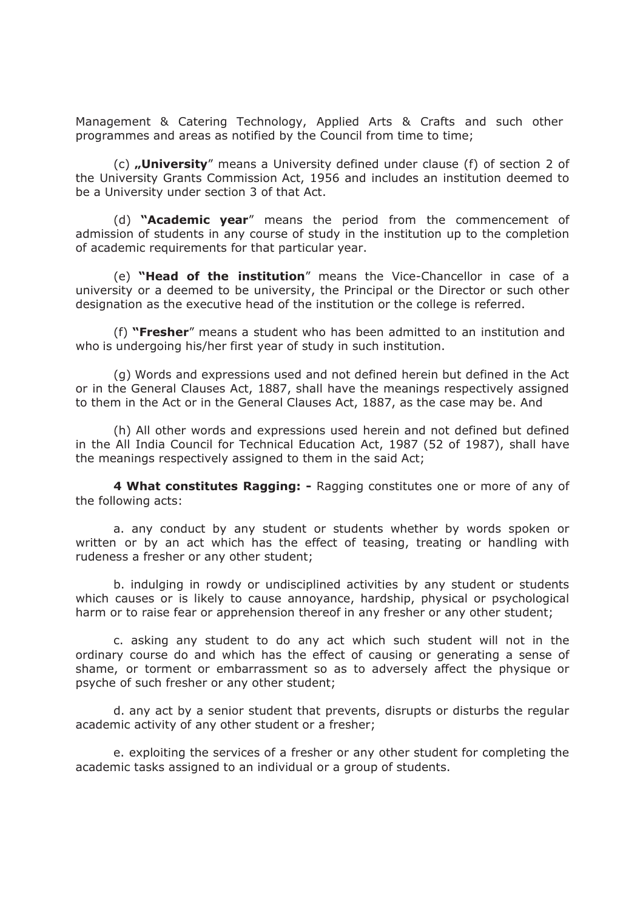Management & Catering Technology, Applied Arts & Crafts and such other programmes and areas as notified by the Council from time to time;

(c) **„University**" means a University defined under clause (f) of section 2 of the University Grants Commission Act, 1956 and includes an institution deemed to be a University under section 3 of that Act.

(d) **"Academic year**" means the period from the commencement of admission of students in any course of study in the institution up to the completion of academic requirements for that particular year.

(e) **"Head of the institution**" means the Vice-Chancellor in case of a university or a deemed to be university, the Principal or the Director or such other designation as the executive head of the institution or the college is referred.

(f) **"Fresher**" means a student who has been admitted to an institution and who is undergoing his/her first year of study in such institution.

(g) Words and expressions used and not defined herein but defined in the Act or in the General Clauses Act, 1887, shall have the meanings respectively assigned to them in the Act or in the General Clauses Act, 1887, as the case may be. And

(h) All other words and expressions used herein and not defined but defined in the All India Council for Technical Education Act, 1987 (52 of 1987), shall have the meanings respectively assigned to them in the said Act;

**4 What constitutes Ragging: -** Ragging constitutes one or more of any of the following acts:

a. any conduct by any student or students whether by words spoken or written or by an act which has the effect of teasing, treating or handling with rudeness a fresher or any other student;

b. indulging in rowdy or undisciplined activities by any student or students which causes or is likely to cause annoyance, hardship, physical or psychological harm or to raise fear or apprehension thereof in any fresher or any other student;

c. asking any student to do any act which such student will not in the ordinary course do and which has the effect of causing or generating a sense of shame, or torment or embarrassment so as to adversely affect the physique or psyche of such fresher or any other student;

d. any act by a senior student that prevents, disrupts or disturbs the regular academic activity of any other student or a fresher;

e. exploiting the services of a fresher or any other student for completing the academic tasks assigned to an individual or a group of students.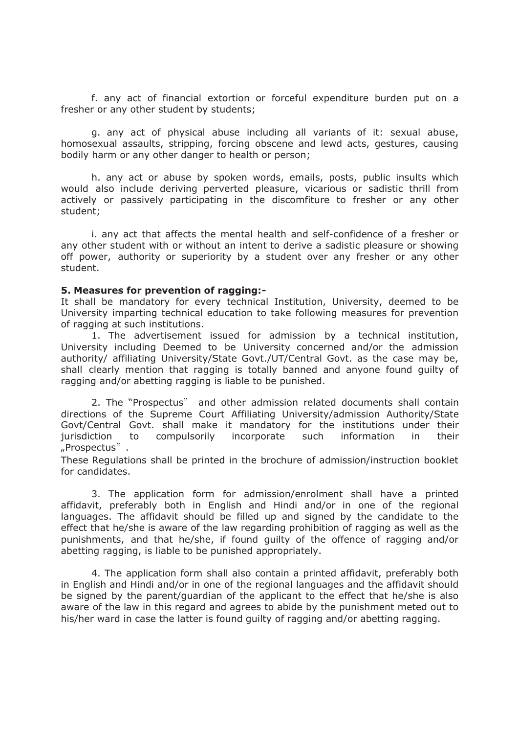f. any act of financial extortion or forceful expenditure burden put on a fresher or any other student by students;

g. any act of physical abuse including all variants of it: sexual abuse, homosexual assaults, stripping, forcing obscene and lewd acts, gestures, causing bodily harm or any other danger to health or person;

h. any act or abuse by spoken words, emails, posts, public insults which would also include deriving perverted pleasure, vicarious or sadistic thrill from actively or passively participating in the discomfiture to fresher or any other student;

i. any act that affects the mental health and self-confidence of a fresher or any other student with or without an intent to derive a sadistic pleasure or showing off power, authority or superiority by a student over any fresher or any other student.

**5. Measures for prevention of ragging:-**

It shall be mandatory for every technical Institution, University, deemed to be University imparting technical education to take following measures for prevention of ragging at such institutions.

1. The advertisement issued for admission by a technical institution, University including Deemed to be University concerned and/or the admission authority/ affiliating University/State Govt./UT/Central Govt. as the case may be, shall clearly mention that ragging is totally banned and anyone found guilty of ragging and/or abetting ragging is liable to be punished.

2. The "Prospectus" and other admission related documents shall contain directions of the Supreme Court Affiliating University/admission Authority/State Govt/Central Govt. shall make it mandatory for the institutions under their jurisdiction to compulsorily incorporate such information in their „Prospectus".

These Regulations shall be printed in the brochure of admission/instruction booklet for candidates.

3. The application form for admission/enrolment shall have a printed affidavit, preferably both in English and Hindi and/or in one of the regional languages. The affidavit should be filled up and signed by the candidate to the effect that he/she is aware of the law regarding prohibition of ragging as well as the punishments, and that he/she, if found guilty of the offence of ragging and/or abetting ragging, is liable to be punished appropriately.

4. The application form shall also contain a printed affidavit, preferably both in English and Hindi and/or in one of the regional languages and the affidavit should be signed by the parent/guardian of the applicant to the effect that he/she is also aware of the law in this regard and agrees to abide by the punishment meted out to his/her ward in case the latter is found guilty of ragging and/or abetting ragging.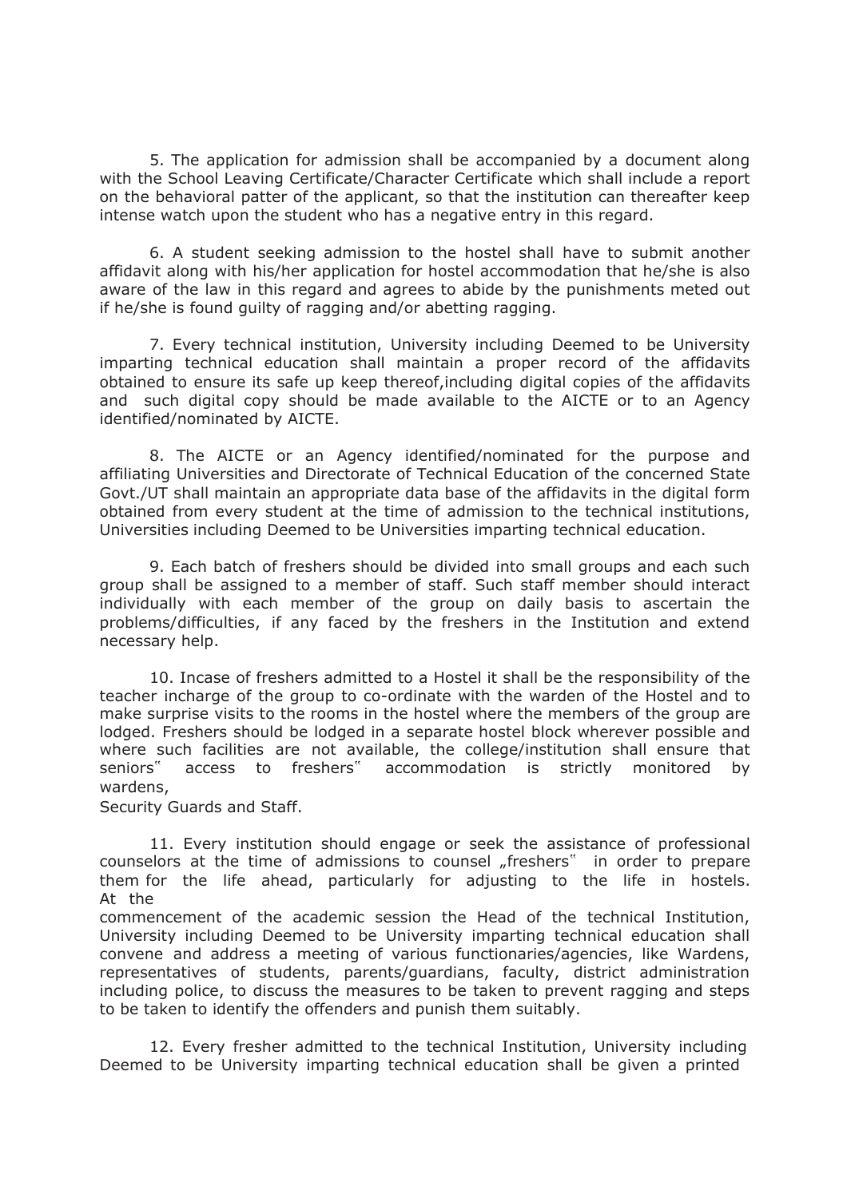5. The application for admission shall be accompanied by a document along with the School Leaving Certificate/Character Certificate which shall include a report on the behavioral patter of the applicant, so that the institution can thereafter keep intense watch upon the student who has a negative entry in this regard.

6. A student seeking admission to the hostel shall have to submit another affidavit along with his/her application for hostel accommodation that he/she is also aware of the law in this regard and agrees to abide by the punishments meted out if he/she is found guilty of ragging and/or abetting ragging.

7. Every technical institution, University including Deemed to be University imparting technical education shall maintain a proper record of the affidavits obtained to ensure its safe up keep thereof,including digital copies of the affidavits and such digital copy should be made available to the AICTE or to an Agency identified/nominated by AICTE.

8. The AICTE or an Agency identified/nominated for the purpose and affiliating Universities and Directorate of Technical Education of the concerned State Govt./UT shall maintain an appropriate data base of the affidavits in the digital form obtained from every student at the time of admission to the technical institutions, Universities including Deemed to be Universities imparting technical education.

9. Each batch of freshers should be divided into small groups and each such group shall be assigned to a member of staff. Such staff member should interact individually with each member of the group on daily basis to ascertain the problems/difficulties, if any faced by the freshers in the Institution and extend necessary help.

10. Incase of freshers admitted to a Hostel it shall be the responsibility of the teacher incharge of the group to co-ordinate with the warden of the Hostel and to make surprise visits to the rooms in the hostel where the members of the group are lodged. Freshers should be lodged in a separate hostel block wherever possible and where such facilities are not available, the college/institution shall ensure that seniors‟ access to freshers‟ accommodation is strictly monitored by wardens, Security Guards and Staff.

11. Every institution should engage or seek the assistance of professional counselors at the time of admissions to counsel „freshers‟ in order to prepare them for the life ahead, particularly for adjusting to the life in hostels. At the commencement of the academic session the Head of the technical Institution, University including Deemed to be University imparting technical education shall convene and address a meeting of various functionaries/agencies, like Wardens, representatives of students, parents/guardians, faculty, district administration including police, to discuss the measures to be taken to prevent ragging and steps to be taken to identify the offenders and punish them suitably.

12. Every fresher admitted to the technical Institution, University including Deemed to be University imparting technical education shall be given a printed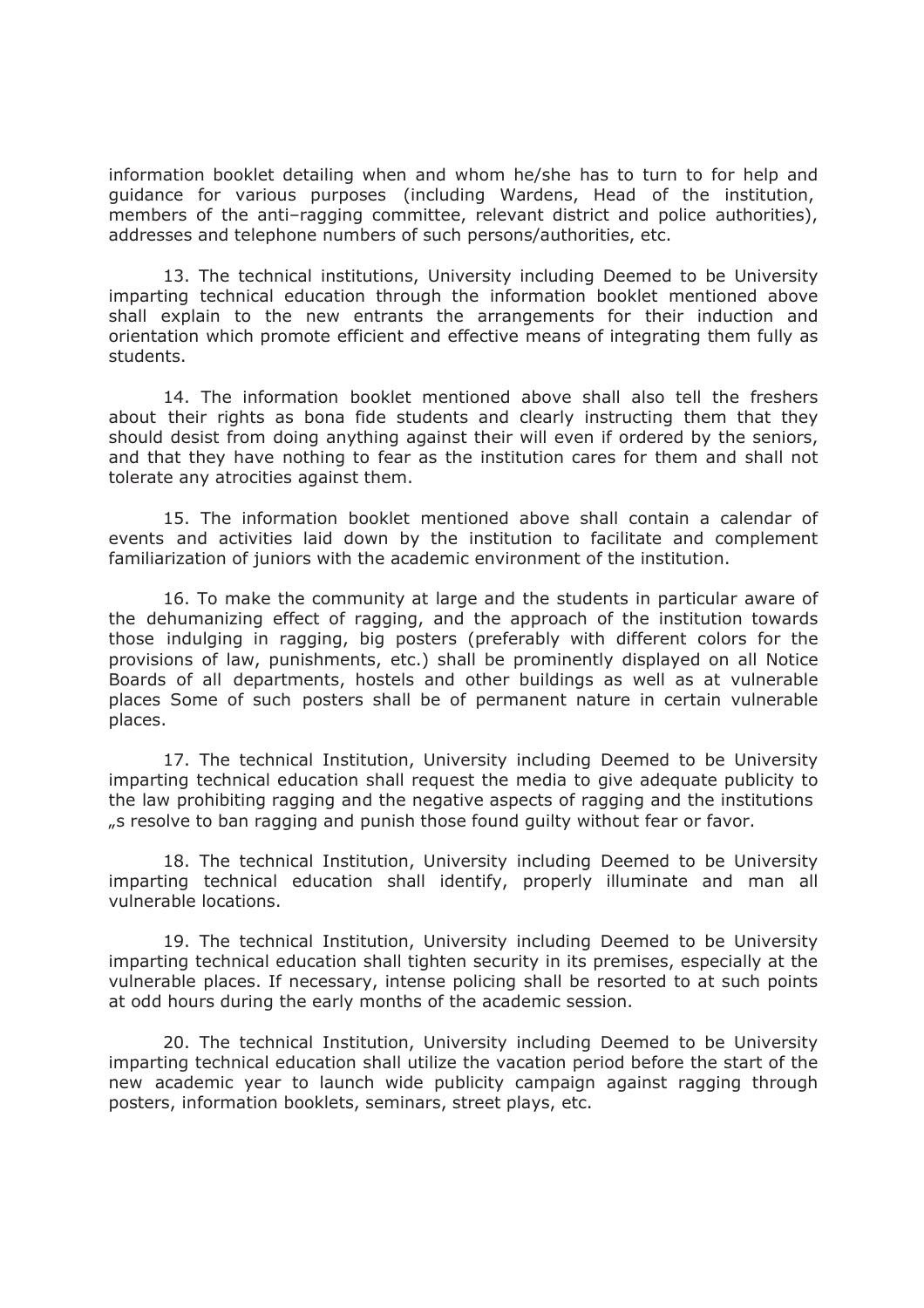information booklet detailing when and whom he/she has to turn to for help and guidance for various purposes (including Wardens, Head of the institution, members of the anti–ragging committee, relevant district and police authorities), addresses and telephone numbers of such persons/authorities, etc.

13. The technical institutions, University including Deemed to be University imparting technical education through the information booklet mentioned above shall explain to the new entrants the arrangements for their induction and orientation which promote efficient and effective means of integrating them fully as students.

14. The information booklet mentioned above shall also tell the freshers about their rights as bona fide students and clearly instructing them that they should desist from doing anything against their will even if ordered by the seniors, and that they have nothing to fear as the institution cares for them and shall not tolerate any atrocities against them.

15. The information booklet mentioned above shall contain a calendar of events and activities laid down by the institution to facilitate and complement familiarization of juniors with the academic environment of the institution.

16. To make the community at large and the students in particular aware of the dehumanizing effect of ragging, and the approach of the institution towards those indulging in ragging, big posters (preferably with different colors for the provisions of law, punishments, etc.) shall be prominently displayed on all Notice Boards of all departments, hostels and other buildings as well as at vulnerable places Some of such posters shall be of permanent nature in certain vulnerable places.

17. The technical Institution, University including Deemed to be University imparting technical education shall request the media to give adequate publicity to the law prohibiting ragging and the negative aspects of ragging and the institutions „s resolve to ban ragging and punish those found guilty without fear or favor.

18. The technical Institution, University including Deemed to be University imparting technical education shall identify, properly illuminate and man all vulnerable locations.

19. The technical Institution, University including Deemed to be University imparting technical education shall tighten security in its premises, especially at the vulnerable places. If necessary, intense policing shall be resorted to at such points at odd hours during the early months of the academic session.

20. The technical Institution, University including Deemed to be University imparting technical education shall utilize the vacation period before the start of the new academic year to launch wide publicity campaign against ragging through posters, information booklets, seminars, street plays, etc.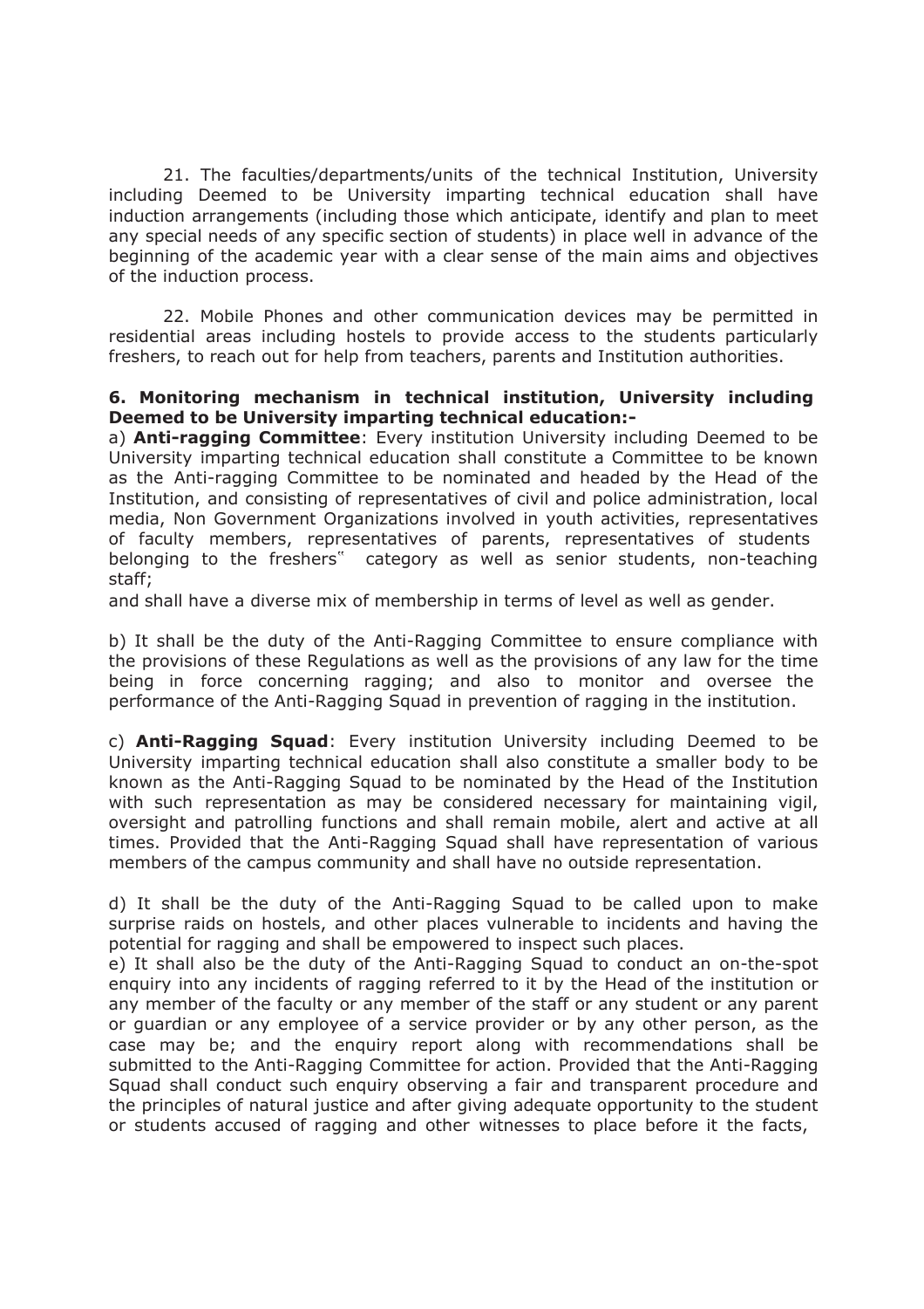21. The faculties/departments/units of the technical Institution, University including Deemed to be University imparting technical education shall have induction arrangements (including those which anticipate, identify and plan to meet any special needs of any specific section of students) in place well in advance of the beginning of the academic year with a clear sense of the main aims and objectives of the induction process.

22. Mobile Phones and other communication devices may be permitted in residential areas including hostels to provide access to the students particularly freshers, to reach out for help from teachers, parents and Institution authorities.

**6. Monitoring mechanism in technical institution, University including Deemed to be University imparting technical education:-**

a) **Anti-ragging Committee**: Every institution University including Deemed to be University imparting technical education shall constitute a Committee to be known as the Anti-ragging Committee to be nominated and headed by the Head of the Institution, and consisting of representatives of civil and police administration, local media, Non Government Organizations involved in youth activities, representatives of faculty members, representatives of parents, representatives of students belonging to the freshers" category as well as senior students, non-teaching staff;

and shall have a diverse mix of membership in terms of level as well as gender.

b) It shall be the duty of the Anti-Ragging Committee to ensure compliance with the provisions of these Regulations as well as the provisions of any law for the time being in force concerning ragging; and also to monitor and oversee the performance of the Anti-Ragging Squad in prevention of ragging in the institution.

c) **Anti-Ragging Squad**: Every institution University including Deemed to be University imparting technical education shall also constitute a smaller body to be known as the Anti-Ragging Squad to be nominated by the Head of the Institution with such representation as may be considered necessary for maintaining vigil, oversight and patrolling functions and shall remain mobile, alert and active at all times. Provided that the Anti-Ragging Squad shall have representation of various members of the campus community and shall have no outside representation.

d) It shall be the duty of the Anti-Ragging Squad to be called upon to make surprise raids on hostels, and other places vulnerable to incidents and having the potential for ragging and shall be empowered to inspect such places.

e) It shall also be the duty of the Anti-Ragging Squad to conduct an on-the-spot enquiry into any incidents of ragging referred to it by the Head of the institution or any member of the faculty or any member of the staff or any student or any parent or guardian or any employee of a service provider or by any other person, as the case may be; and the enquiry report along with recommendations shall be submitted to the Anti-Ragging Committee for action. Provided that the Anti-Ragging Squad shall conduct such enquiry observing a fair and transparent procedure and the principles of natural justice and after giving adequate opportunity to the student or students accused of ragging and other witnesses to place before it the facts,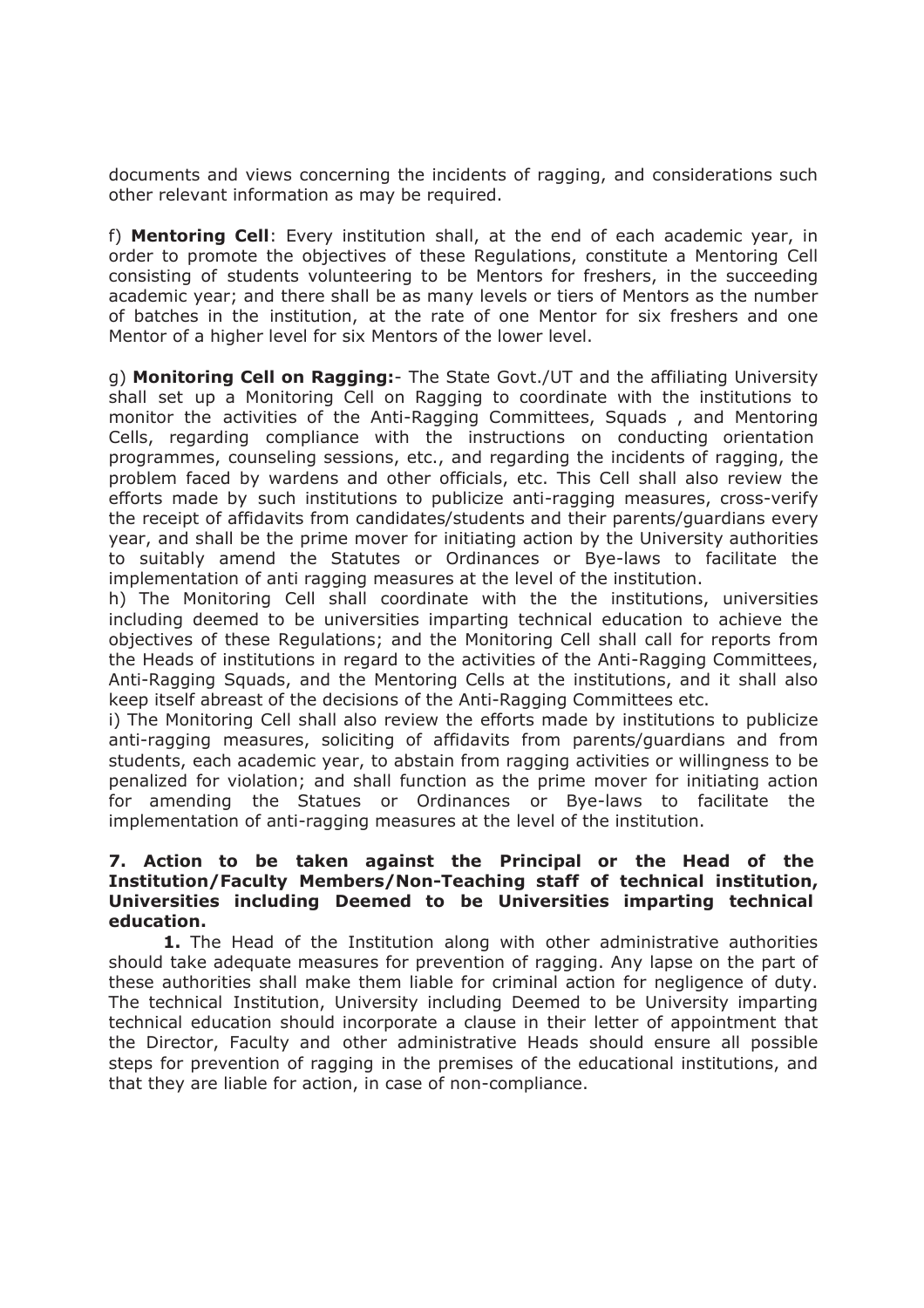documents and views concerning the incidents of ragging, and considerations such other relevant information as may be required.

f) **Mentoring Cell**: Every institution shall, at the end of each academic year, in order to promote the objectives of these Regulations, constitute a Mentoring Cell consisting of students volunteering to be Mentors for freshers, in the succeeding academic year; and there shall be as many levels or tiers of Mentors as the number of batches in the institution, at the rate of one Mentor for six freshers and one Mentor of a higher level for six Mentors of the lower level.

g) **Monitoring Cell on Ragging:**- The State Govt./UT and the affiliating University shall set up a Monitoring Cell on Ragging to coordinate with the institutions to monitor the activities of the Anti-Ragging Committees, Squads , and Mentoring Cells, regarding compliance with the instructions on conducting orientation programmes, counseling sessions, etc., and regarding the incidents of ragging, the problem faced by wardens and other officials, etc. This Cell shall also review the efforts made by such institutions to publicize anti-ragging measures, cross-verify the receipt of affidavits from candidates/students and their parents/guardians every year, and shall be the prime mover for initiating action by the University authorities to suitably amend the Statutes or Ordinances or Bye-laws to facilitate the implementation of anti ragging measures at the level of the institution.

h) The Monitoring Cell shall coordinate with the the institutions, universities including deemed to be universities imparting technical education to achieve the objectives of these Regulations; and the Monitoring Cell shall call for reports from the Heads of institutions in regard to the activities of the Anti-Ragging Committees, Anti-Ragging Squads, and the Mentoring Cells at the institutions, and it shall also keep itself abreast of the decisions of the Anti-Ragging Committees etc.

i) The Monitoring Cell shall also review the efforts made by institutions to publicize anti-ragging measures, soliciting of affidavits from parents/guardians and from students, each academic year, to abstain from ragging activities or willingness to be penalized for violation; and shall function as the prime mover for initiating action for amending the Statues or Ordinances or Bye-laws to facilitate the implementation of anti-ragging measures at the level of the institution.

**7. Action to be taken against the Principal or the Head of the Institution/Faculty Members/Non-Teaching staff of technical institution, Universities including Deemed to be Universities imparting technical education.**

**1.** The Head of the Institution along with other administrative authorities should take adequate measures for prevention of ragging. Any lapse on the part of these authorities shall make them liable for criminal action for negligence of duty. The technical Institution, University including Deemed to be University imparting technical education should incorporate a clause in their letter of appointment that the Director, Faculty and other administrative Heads should ensure all possible steps for prevention of ragging in the premises of the educational institutions, and that they are liable for action, in case of non-compliance.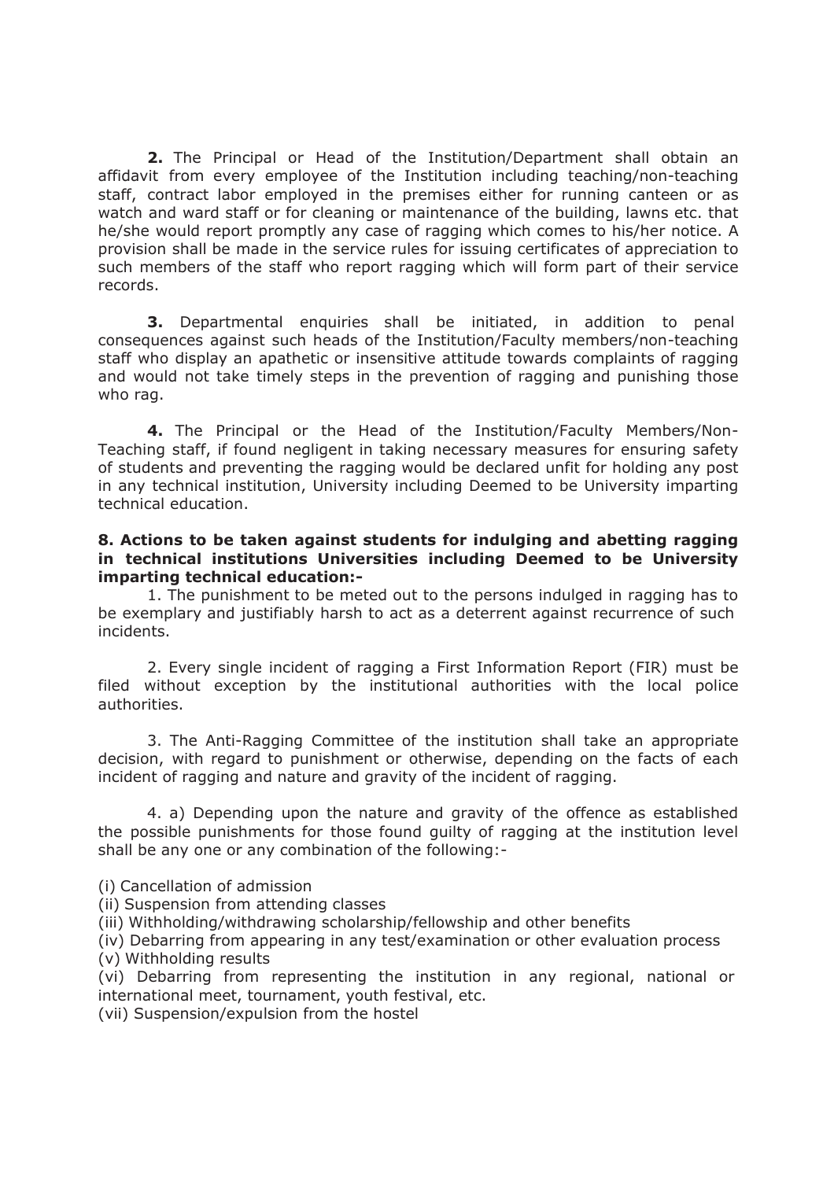**2.** The Principal or Head of the Institution/Department shall obtain an affidavit from every employee of the Institution including teaching/non-teaching staff, contract labor employed in the premises either for running canteen or as watch and ward staff or for cleaning or maintenance of the building, lawns etc. that he/she would report promptly any case of ragging which comes to his/her notice. A provision shall be made in the service rules for issuing certificates of appreciation to such members of the staff who report ragging which will form part of their service records.

**3.** Departmental enquiries shall be initiated, in addition to penal consequences against such heads of the Institution/Faculty members/non-teaching staff who display an apathetic or insensitive attitude towards complaints of ragging and would not take timely steps in the prevention of ragging and punishing those who rag.

**4.** The Principal or the Head of the Institution/Faculty Members/Non-Teaching staff, if found negligent in taking necessary measures for ensuring safety of students and preventing the ragging would be declared unfit for holding any post in any technical institution, University including Deemed to be University imparting technical education.

**8. Actions to be taken against students for indulging and abetting ragging in technical institutions Universities including Deemed to be University imparting technical education:-**

1. The punishment to be meted out to the persons indulged in ragging has to be exemplary and justifiably harsh to act as a deterrent against recurrence of such incidents.

2. Every single incident of ragging a First Information Report (FIR) must be filed without exception by the institutional authorities with the local police authorities.

3. The Anti-Ragging Committee of the institution shall take an appropriate decision, with regard to punishment or otherwise, depending on the facts of each incident of ragging and nature and gravity of the incident of ragging.

4. a) Depending upon the nature and gravity of the offence as established the possible punishments for those found guilty of ragging at the institution level shall be any one or any combination of the following:-

(i) Cancellation of admission
(ii) Suspension from attending classes
(iii) Withholding/withdrawing scholarship/fellowship and other benefits
(iv) Debarring from appearing in any test/examination or other evaluation process
(v) Withholding results
(vi) Debarring from representing the institution in any regional, national or international meet, tournament, youth festival, etc.
(vii) Suspension/expulsion from the hostel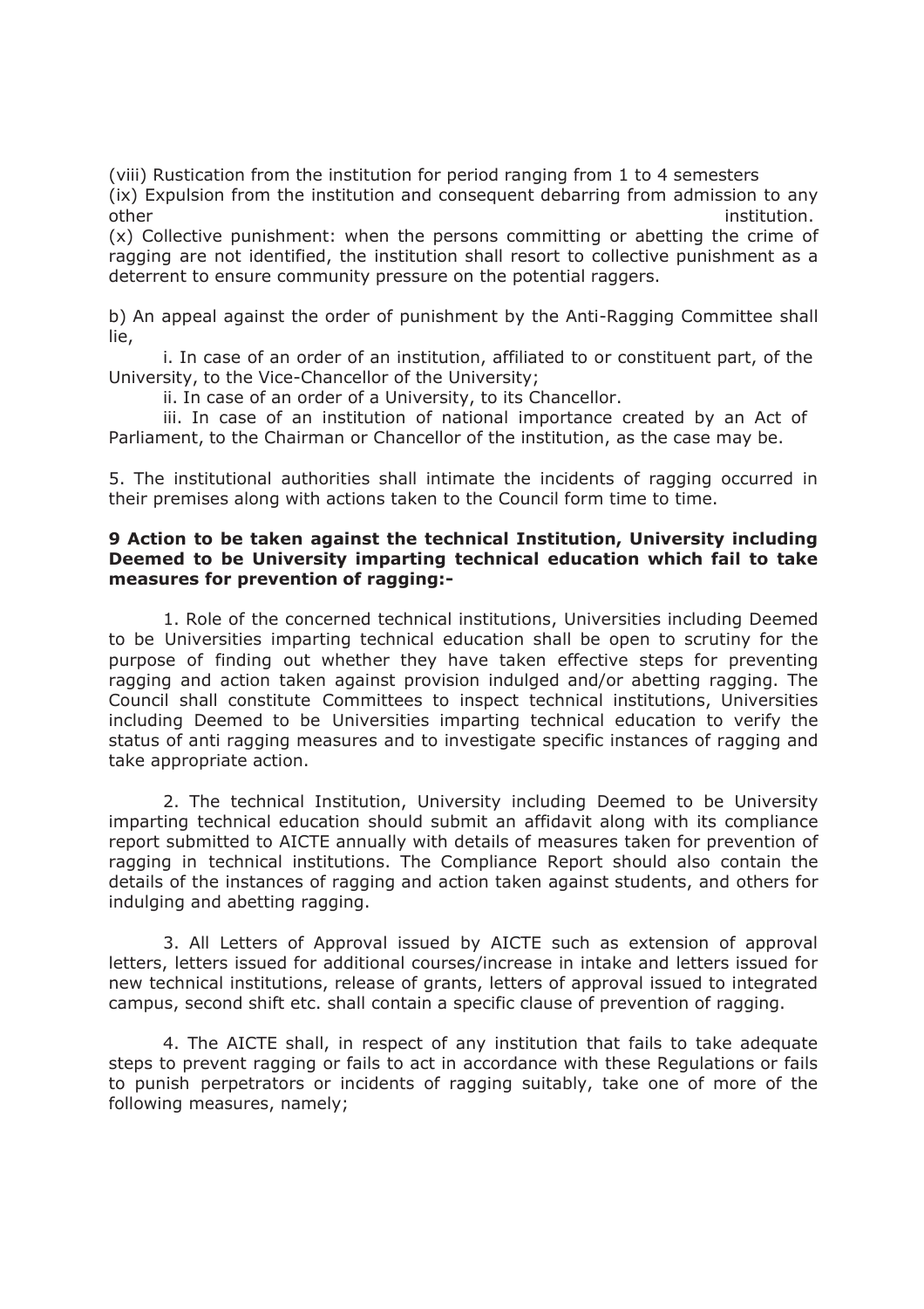(viii) Rustication from the institution for period ranging from 1 to 4 semesters

(ix) Expulsion from the institution and consequent debarring from admission to any other institution.

(x) Collective punishment: when the persons committing or abetting the crime of ragging are not identified, the institution shall resort to collective punishment as a deterrent to ensure community pressure on the potential raggers.

b) An appeal against the order of punishment by the Anti-Ragging Committee shall lie,

i. In case of an order of an institution, affiliated to or constituent part, of the University, to the Vice-Chancellor of the University;

ii. In case of an order of a University, to its Chancellor.

iii. In case of an institution of national importance created by an Act of Parliament, to the Chairman or Chancellor of the institution, as the case may be.

5. The institutional authorities shall intimate the incidents of ragging occurred in their premises along with actions taken to the Council form time to time.

**9 Action to be taken against the technical Institution, University including Deemed to be University imparting technical education which fail to take measures for prevention of ragging:-**

1. Role of the concerned technical institutions, Universities including Deemed to be Universities imparting technical education shall be open to scrutiny for the purpose of finding out whether they have taken effective steps for preventing ragging and action taken against provision indulged and/or abetting ragging. The Council shall constitute Committees to inspect technical institutions, Universities including Deemed to be Universities imparting technical education to verify the status of anti ragging measures and to investigate specific instances of ragging and take appropriate action.

2. The technical Institution, University including Deemed to be University imparting technical education should submit an affidavit along with its compliance report submitted to AICTE annually with details of measures taken for prevention of ragging in technical institutions. The Compliance Report should also contain the details of the instances of ragging and action taken against students, and others for indulging and abetting ragging.

3. All Letters of Approval issued by AICTE such as extension of approval letters, letters issued for additional courses/increase in intake and letters issued for new technical institutions, release of grants, letters of approval issued to integrated campus, second shift etc. shall contain a specific clause of prevention of ragging.

4. The AICTE shall, in respect of any institution that fails to take adequate steps to prevent ragging or fails to act in accordance with these Regulations or fails to punish perpetrators or incidents of ragging suitably, take one of more of the following measures, namely;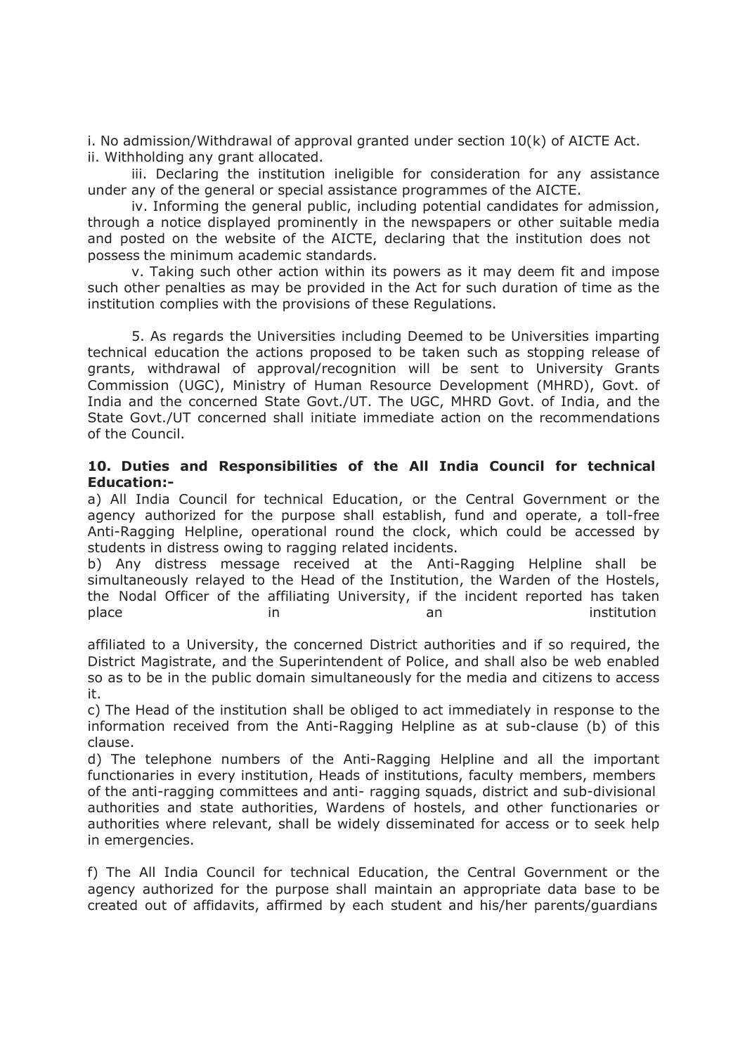i. No admission/Withdrawal of approval granted under section 10(k) of AICTE Act.
ii. Withholding any grant allocated.

iii. Declaring the institution ineligible for consideration for any assistance under any of the general or special assistance programmes of the AICTE.

iv. Informing the general public, including potential candidates for admission, through a notice displayed prominently in the newspapers or other suitable media and posted on the website of the AICTE, declaring that the institution does not possess the minimum academic standards.

v. Taking such other action within its powers as it may deem fit and impose such other penalties as may be provided in the Act for such duration of time as the institution complies with the provisions of these Regulations.

5. As regards the Universities including Deemed to be Universities imparting technical education the actions proposed to be taken such as stopping release of grants, withdrawal of approval/recognition will be sent to University Grants Commission (UGC), Ministry of Human Resource Development (MHRD), Govt. of India and the concerned State Govt./UT. The UGC, MHRD Govt. of India, and the State Govt./UT concerned shall initiate immediate action on the recommendations of the Council.

**10. Duties and Responsibilities of the All India Council for technical Education:-**

a) All India Council for technical Education, or the Central Government or the agency authorized for the purpose shall establish, fund and operate, a toll-free Anti-Ragging Helpline, operational round the clock, which could be accessed by students in distress owing to ragging related incidents.

b) Any distress message received at the Anti-Ragging Helpline shall be simultaneously relayed to the Head of the Institution, the Warden of the Hostels, the Nodal Officer of the affiliating University, if the incident reported has taken place in an institution affiliated to a University, the concerned District authorities and if so required, the District Magistrate, and the Superintendent of Police, and shall also be web enabled so as to be in the public domain simultaneously for the media and citizens to access it.

c) The Head of the institution shall be obliged to act immediately in response to the information received from the Anti-Ragging Helpline as at sub-clause (b) of this clause.

d) The telephone numbers of the Anti-Ragging Helpline and all the important functionaries in every institution, Heads of institutions, faculty members, members of the anti-ragging committees and anti- ragging squads, district and sub-divisional authorities and state authorities, Wardens of hostels, and other functionaries or authorities where relevant, shall be widely disseminated for access or to seek help in emergencies.

f) The All India Council for technical Education, the Central Government or the agency authorized for the purpose shall maintain an appropriate data base to be created out of affidavits, affirmed by each student and his/her parents/guardians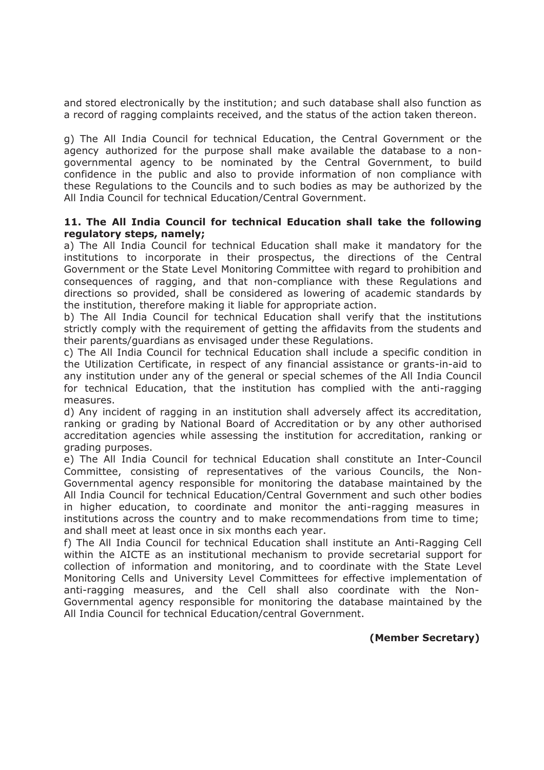and stored electronically by the institution; and such database shall also function as a record of ragging complaints received, and the status of the action taken thereon.

g) The All India Council for technical Education, the Central Government or the agency authorized for the purpose shall make available the database to a non-governmental agency to be nominated by the Central Government, to build confidence in the public and also to provide information of non compliance with these Regulations to the Councils and to such bodies as may be authorized by the All India Council for technical Education/Central Government.

**11. The All India Council for technical Education shall take the following regulatory steps, namely;**

a) The All India Council for technical Education shall make it mandatory for the institutions to incorporate in their prospectus, the directions of the Central Government or the State Level Monitoring Committee with regard to prohibition and consequences of ragging, and that non-compliance with these Regulations and directions so provided, shall be considered as lowering of academic standards by the institution, therefore making it liable for appropriate action.

b) The All India Council for technical Education shall verify that the institutions strictly comply with the requirement of getting the affidavits from the students and their parents/guardians as envisaged under these Regulations.

c) The All India Council for technical Education shall include a specific condition in the Utilization Certificate, in respect of any financial assistance or grants-in-aid to any institution under any of the general or special schemes of the All India Council for technical Education, that the institution has complied with the anti-ragging measures.

d) Any incident of ragging in an institution shall adversely affect its accreditation, ranking or grading by National Board of Accreditation or by any other authorised accreditation agencies while assessing the institution for accreditation, ranking or grading purposes.

e) The All India Council for technical Education shall constitute an Inter-Council Committee, consisting of representatives of the various Councils, the Non-Governmental agency responsible for monitoring the database maintained by the All India Council for technical Education/Central Government and such other bodies in higher education, to coordinate and monitor the anti-ragging measures in institutions across the country and to make recommendations from time to time; and shall meet at least once in six months each year.

f) The All India Council for technical Education shall institute an Anti-Ragging Cell within the AICTE as an institutional mechanism to provide secretarial support for collection of information and monitoring, and to coordinate with the State Level Monitoring Cells and University Level Committees for effective implementation of anti-ragging measures, and the Cell shall also coordinate with the Non-Governmental agency responsible for monitoring the database maintained by the All India Council for technical Education/central Government.

**(Member Secretary)**